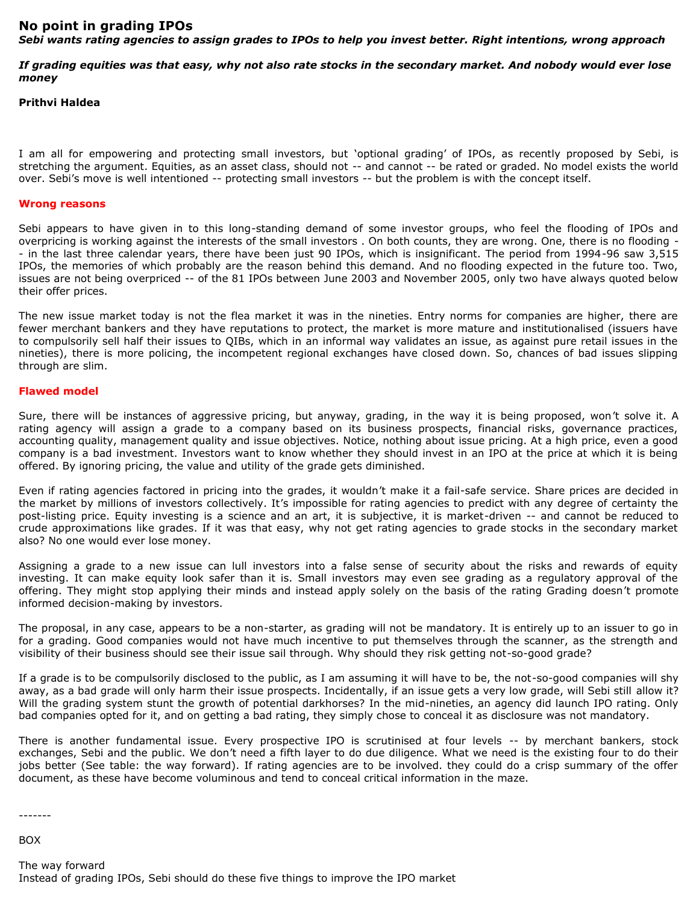# No point in grading IPOs

***Sebi wants rating agencies to assign grades to IPOs to help you invest better. Right intentions, wrong approach***

***If grading equities was that easy, why not also rate stocks in the secondary market. And nobody would ever lose money***

**Prithvi Haldea**

I am all for empowering and protecting small investors, but 'optional grading' of IPOs, as recently proposed by Sebi, is stretching the argument. Equities, as an asset class, should not -- and cannot -- be rated or graded. No model exists the world over. Sebi's move is well intentioned -- protecting small investors -- but the problem is with the concept itself.

## Wrong reasons

Sebi appears to have given in to this long-standing demand of some investor groups, who feel the flooding of IPOs and overpricing is working against the interests of the small investors . On both counts, they are wrong. One, there is no flooding -- in the last three calendar years, there have been just 90 IPOs, which is insignificant. The period from 1994-96 saw 3,515 IPOs, the memories of which probably are the reason behind this demand. And no flooding expected in the future too. Two, issues are not being overpriced -- of the 81 IPOs between June 2003 and November 2005, only two have always quoted below their offer prices.

The new issue market today is not the flea market it was in the nineties. Entry norms for companies are higher, there are fewer merchant bankers and they have reputations to protect, the market is more mature and institutionalised (issuers have to compulsorily sell half their issues to QIBs, which in an informal way validates an issue, as against pure retail issues in the nineties), there is more policing, the incompetent regional exchanges have closed down. So, chances of bad issues slipping through are slim.

## Flawed model

Sure, there will be instances of aggressive pricing, but anyway, grading, in the way it is being proposed, won't solve it. A rating agency will assign a grade to a company based on its business prospects, financial risks, governance practices, accounting quality, management quality and issue objectives. Notice, nothing about issue pricing. At a high price, even a good company is a bad investment. Investors want to know whether they should invest in an IPO at the price at which it is being offered. By ignoring pricing, the value and utility of the grade gets diminished.

Even if rating agencies factored in pricing into the grades, it wouldn't make it a fail-safe service. Share prices are decided in the market by millions of investors collectively. It's impossible for rating agencies to predict with any degree of certainty the post-listing price. Equity investing is a science and an art, it is subjective, it is market-driven -- and cannot be reduced to crude approximations like grades. If it was that easy, why not get rating agencies to grade stocks in the secondary market also? No one would ever lose money.

Assigning a grade to a new issue can lull investors into a false sense of security about the risks and rewards of equity investing. It can make equity look safer than it is. Small investors may even see grading as a regulatory approval of the offering. They might stop applying their minds and instead apply solely on the basis of the rating Grading doesn't promote informed decision-making by investors.

The proposal, in any case, appears to be a non-starter, as grading will not be mandatory. It is entirely up to an issuer to go in for a grading. Good companies would not have much incentive to put themselves through the scanner, as the strength and visibility of their business should see their issue sail through. Why should they risk getting not-so-good grade?

If a grade is to be compulsorily disclosed to the public, as I am assuming it will have to be, the not-so-good companies will shy away, as a bad grade will only harm their issue prospects. Incidentally, if an issue gets a very low grade, will Sebi still allow it? Will the grading system stunt the growth of potential darkhorses? In the mid-nineties, an agency did launch IPO rating. Only bad companies opted for it, and on getting a bad rating, they simply chose to conceal it as disclosure was not mandatory.

There is another fundamental issue. Every prospective IPO is scrutinised at four levels -- by merchant bankers, stock exchanges, Sebi and the public. We don't need a fifth layer to do due diligence. What we need is the existing four to do their jobs better (See table: the way forward). If rating agencies are to be involved. they could do a crisp summary of the offer document, as these have become voluminous and tend to conceal critical information in the maze.

-------

BOX

The way forward
Instead of grading IPOs, Sebi should do these five things to improve the IPO market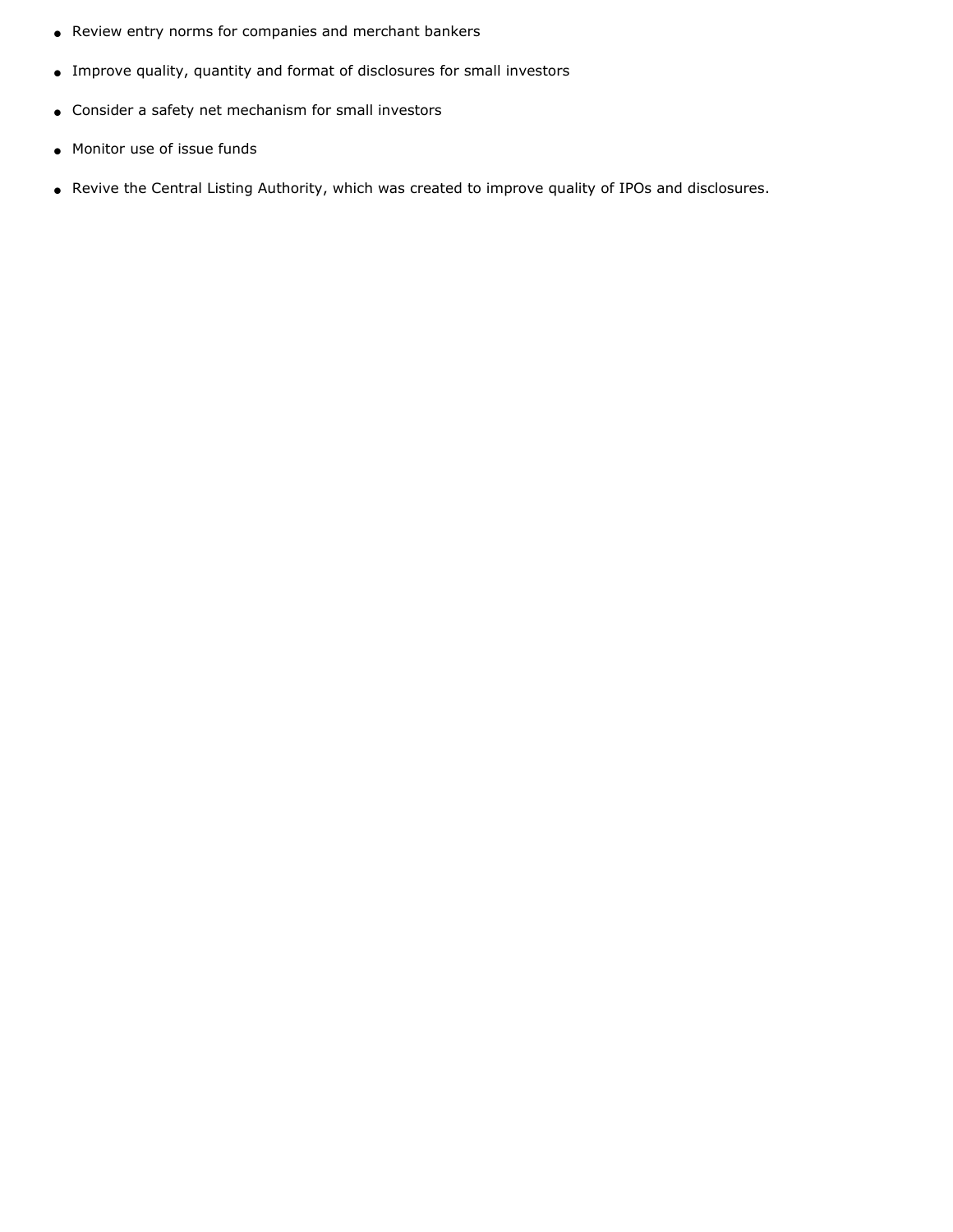- Review entry norms for companies and merchant bankers
- Improve quality, quantity and format of disclosures for small investors
- Consider a safety net mechanism for small investors
- Monitor use of issue funds
- Revive the Central Listing Authority, which was created to improve quality of IPOs and disclosures.